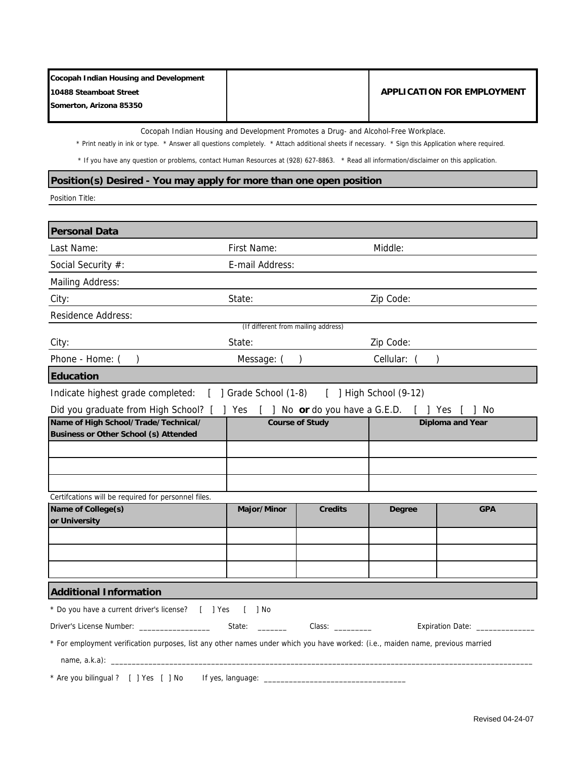| Cocopah Indian Housing and Development<br>10488 Steamboat Street<br>Somerton, Arizona 85350 | | **APPLICATION FOR EMPLOYMENT** |
|---|---|---|

Cocopah Indian Housing and Development Promotes a Drug- and Alcohol-Free Workplace.

* Print neatly in ink or type. * Answer all questions completely. * Attach additional sheets if necessary. * Sign this Application where required.

* If you have any question or problems, contact Human Resources at (928) 627-8863. * Read all information/disclaimer on this application.

## Position(s) Desired - You may apply for more than one open position

Position Title:

## Personal Data

| Last Name: | First Name: | Middle: |
|---|---|---|
| Social Security #: | E-mail Address: | |
| Mailing Address: | | |
| City: | State: | Zip Code: |
| Residence Address: | (If different from mailing address) | |
| City: | State: | Zip Code: |
| Phone - Home: ( ) | Message: ( ) | Cellular: ( ) |

## Education

Indicate highest grade completed: [ ] Grade School (1-8) [ ] High School (9-12)

Did you graduate from High School? [ ] Yes [ ] No **or** do you have a G.E.D. [ ] Yes [ ] No

| Name of High School/Trade/Technical/ Business or Other School (s) Attended | Course of Study | Diploma and Year |
|---|---|---|
| | | |
| | | |
| | | |

Certifcations will be required for personnel files.

| Name of College(s) or University | Major/Minor | Credits | Degree | GPA |
|---|---|---|---|---|
| | | | | |
| | | | | |
| | | | | |

## Additional Information

* Do you have a current driver's license? [ ] Yes [ ] No

Driver's License Number: _________________ State: _______ Class: _________ Expiration Date: ______________

* For employment verification purposes, list any other names under which you have worked: (i.e., maiden name, previous married name, a.k.a): ____________________________________________________________________________________________

* Are you bilingual ? [ ] Yes [ ] No If yes, language: __________________________________

Revised 04-24-07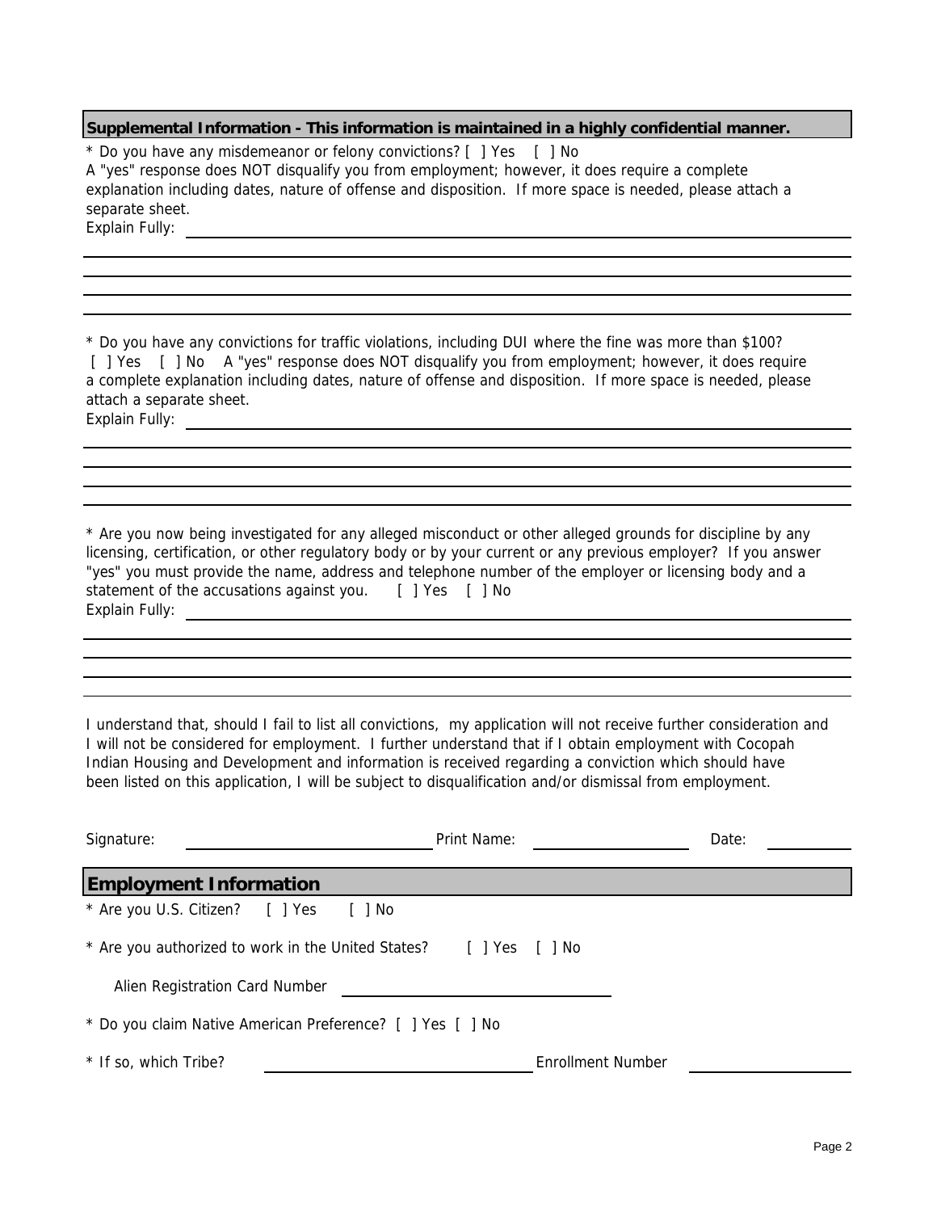## Supplemental Information - This information is maintained in a highly confidential manner.

* Do you have any misdemeanor or felony convictions? [ ] Yes [ ] No
A "yes" response does NOT disqualify you from employment; however, it does require a complete explanation including dates, nature of offense and disposition. If more space is needed, please attach a separate sheet.
Explain Fully: ______________________________________________________________

______________________________________________________________________________

______________________________________________________________________________

______________________________________________________________________________

______________________________________________________________________________

* Do you have any convictions for traffic violations, including DUI where the fine was more than $100?
[ ] Yes [ ] No A "yes" response does NOT disqualify you from employment; however, it does require a complete explanation including dates, nature of offense and disposition. If more space is needed, please attach a separate sheet.
Explain Fully: ______________________________________________________________

______________________________________________________________________________

______________________________________________________________________________

______________________________________________________________________________

______________________________________________________________________________

* Are you now being investigated for any alleged misconduct or other alleged grounds for discipline by any licensing, certification, or other regulatory body or by your current or any previous employer? If you answer "yes" you must provide the name, address and telephone number of the employer or licensing body and a statement of the accusations against you. [ ] Yes [ ] No
Explain Fully: ______________________________________________________________

______________________________________________________________________________

______________________________________________________________________________

______________________________________________________________________________

______________________________________________________________________________

I understand that, should I fail to list all convictions, my application will not receive further consideration and I will not be considered for employment. I further understand that if I obtain employment with Cocopah Indian Housing and Development and information is received regarding a conviction which should have been listed on this application, I will be subject to disqualification and/or dismissal from employment.

Signature: ______________________ Print Name: ______________________ Date: __________

## Employment Information

* Are you U.S. Citizen? [ ] Yes [ ] No

* Are you authorized to work in the United States? [ ] Yes [ ] No

Alien Registration Card Number ______________________

* Do you claim Native American Preference? [ ] Yes [ ] No

* If so, which Tribe? ______________________ Enrollment Number ______________________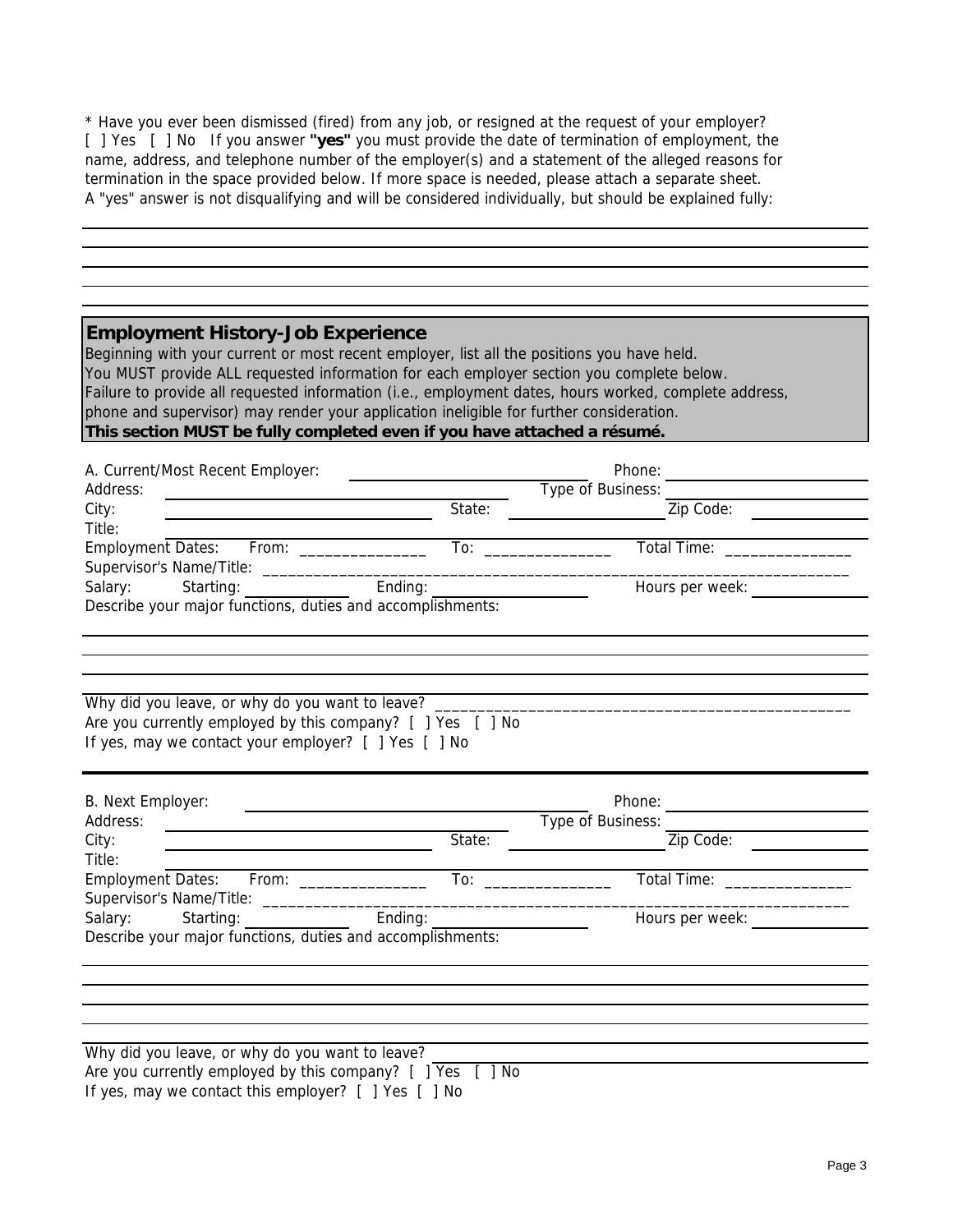* Have you ever been dismissed (fired) from any job, or resigned at the request of your employer?
[ ] Yes [ ] No If you answer **"yes"** you must provide the date of termination of employment, the name, address, and telephone number of the employer(s) and a statement of the alleged reasons for termination in the space provided below. If more space is needed, please attach a separate sheet. A "yes" answer is not disqualifying and will be considered individually, but should be explained fully:

_______________________________________________________________

_______________________________________________________________

_______________________________________________________________

_______________________________________________________________

## Employment History-Job Experience

Beginning with your current or most recent employer, list all the positions you have held.
You MUST provide ALL requested information for each employer section you complete below.
Failure to provide all requested information (i.e., employment dates, hours worked, complete address, phone and supervisor) may render your application ineligible for further consideration.
**This section MUST be fully completed even if you have attached a résumé.**

A. Current/Most Recent Employer: ____________________ Phone: ____________________
Address: ____________________ Type of Business: ____________________
City: ____________________ State: ____________________ Zip Code: ____________________
Title: ____________________
Employment Dates: From: _______________ To: _______________ Total Time: _______________
Supervisor's Name/Title: ____________________
Salary: Starting: ____________________ Ending: ____________________ Hours per week: ____________________
Describe your major functions, duties and accomplishments:

_______________________________________________________________

_______________________________________________________________

_______________________________________________________________

Why did you leave, or why do you want to leave? ____________________
Are you currently employed by this company? [ ] Yes [ ] No
If yes, may we contact your employer? [ ] Yes [ ] No

B. Next Employer: ____________________ Phone: ____________________
Address: ____________________ Type of Business: ____________________
City: ____________________ State: ____________________ Zip Code: ____________________
Title: ____________________
Employment Dates: From: _______________ To: _______________ Total Time: _______________
Supervisor's Name/Title: ____________________
Salary: Starting: ____________________ Ending: ____________________ Hours per week: ____________________
Describe your major functions, duties and accomplishments:

_______________________________________________________________

_______________________________________________________________

_______________________________________________________________

_______________________________________________________________

Why did you leave, or why do you want to leave? ____________________
Are you currently employed by this company? [ ] Yes [ ] No
If yes, may we contact this employer? [ ] Yes [ ] No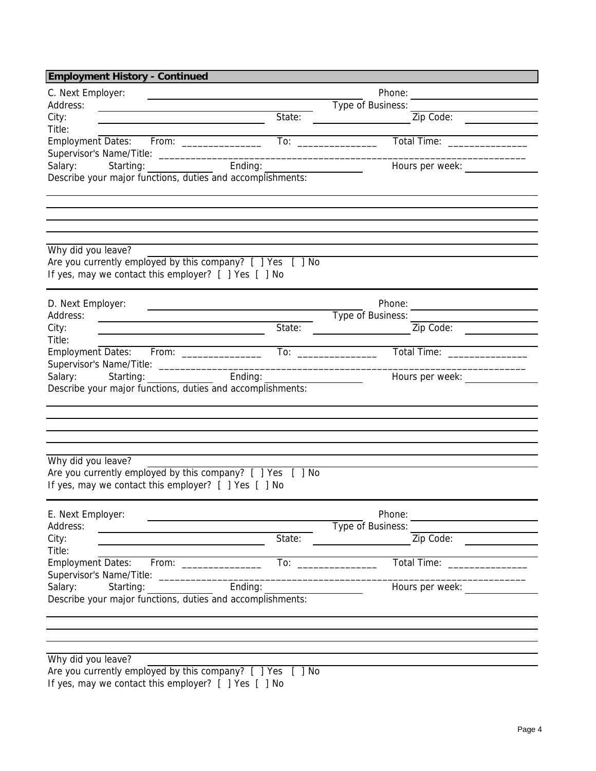## Employment History - Continued

C. Next Employer: \_\_\_\_\_\_\_\_\_\_\_\_\_\_\_\_\_\_\_\_ Phone: \_\_\_\_\_\_\_\_\_\_\_\_\_\_\_
Address: \_\_\_\_\_\_\_\_\_\_\_\_\_\_\_\_\_\_\_\_ Type of Business: \_\_\_\_\_\_\_\_\_\_\_\_\_\_\_
City: \_\_\_\_\_\_\_\_\_\_\_\_\_\_\_ State: \_\_\_\_\_\_\_\_\_\_ Zip Code: \_\_\_\_\_\_\_\_\_\_
Title: \_\_\_\_\_\_\_\_\_\_\_\_\_\_\_\_\_\_\_\_
Employment Dates: From: \_\_\_\_\_\_\_\_\_\_\_\_\_\_\_ To: \_\_\_\_\_\_\_\_\_\_\_\_\_\_\_ Total Time: \_\_\_\_\_\_\_\_\_\_\_\_\_\_\_
Supervisor's Name/Title: \_\_\_\_\_\_\_\_\_\_\_\_\_\_\_\_\_\_\_\_\_\_\_\_\_\_\_\_\_\_\_\_\_\_\_\_\_\_\_\_
Salary: Starting: \_\_\_\_\_\_\_\_\_\_ Ending: \_\_\_\_\_\_\_\_\_\_ Hours per week: \_\_\_\_\_\_\_\_\_\_
Describe your major functions, duties and accomplishments:

Why did you leave? \_\_\_\_\_\_\_\_\_\_\_\_\_\_\_\_\_\_\_\_
Are you currently employed by this company? [ ] Yes [ ] No
If yes, may we contact this employer? [ ] Yes [ ] No

---

D. Next Employer: \_\_\_\_\_\_\_\_\_\_\_\_\_\_\_\_\_\_\_\_ Phone: \_\_\_\_\_\_\_\_\_\_\_\_\_\_\_
Address: \_\_\_\_\_\_\_\_\_\_\_\_\_\_\_\_\_\_\_\_ Type of Business: \_\_\_\_\_\_\_\_\_\_\_\_\_\_\_
City: \_\_\_\_\_\_\_\_\_\_\_\_\_\_\_ State: \_\_\_\_\_\_\_\_\_\_ Zip Code: \_\_\_\_\_\_\_\_\_\_
Title: \_\_\_\_\_\_\_\_\_\_\_\_\_\_\_\_\_\_\_\_
Employment Dates: From: \_\_\_\_\_\_\_\_\_\_\_\_\_\_\_ To: \_\_\_\_\_\_\_\_\_\_\_\_\_\_\_ Total Time: \_\_\_\_\_\_\_\_\_\_\_\_\_\_\_
Supervisor's Name/Title: \_\_\_\_\_\_\_\_\_\_\_\_\_\_\_\_\_\_\_\_\_\_\_\_\_\_\_\_\_\_\_\_\_\_\_\_\_\_\_\_
Salary: Starting: \_\_\_\_\_\_\_\_\_\_ Ending: \_\_\_\_\_\_\_\_\_\_ Hours per week: \_\_\_\_\_\_\_\_\_\_
Describe your major functions, duties and accomplishments:

Why did you leave? \_\_\_\_\_\_\_\_\_\_\_\_\_\_\_\_\_\_\_\_
Are you currently employed by this company? [ ] Yes [ ] No
If yes, may we contact this employer? [ ] Yes [ ] No

---

E. Next Employer: \_\_\_\_\_\_\_\_\_\_\_\_\_\_\_\_\_\_\_\_ Phone: \_\_\_\_\_\_\_\_\_\_\_\_\_\_\_
Address: \_\_\_\_\_\_\_\_\_\_\_\_\_\_\_\_\_\_\_\_ Type of Business: \_\_\_\_\_\_\_\_\_\_\_\_\_\_\_
City: \_\_\_\_\_\_\_\_\_\_\_\_\_\_\_ State: \_\_\_\_\_\_\_\_\_\_ Zip Code: \_\_\_\_\_\_\_\_\_\_
Title: \_\_\_\_\_\_\_\_\_\_\_\_\_\_\_\_\_\_\_\_
Employment Dates: From: \_\_\_\_\_\_\_\_\_\_\_\_\_\_\_ To: \_\_\_\_\_\_\_\_\_\_\_\_\_\_\_ Total Time: \_\_\_\_\_\_\_\_\_\_\_\_\_\_\_
Supervisor's Name/Title: \_\_\_\_\_\_\_\_\_\_\_\_\_\_\_\_\_\_\_\_\_\_\_\_\_\_\_\_\_\_\_\_\_\_\_\_\_\_\_\_
Salary: Starting: \_\_\_\_\_\_\_\_\_\_ Ending: \_\_\_\_\_\_\_\_\_\_ Hours per week: \_\_\_\_\_\_\_\_\_\_
Describe your major functions, duties and accomplishments:

Why did you leave? \_\_\_\_\_\_\_\_\_\_\_\_\_\_\_\_\_\_\_\_
Are you currently employed by this company? [ ] Yes [ ] No
If yes, may we contact this employer? [ ] Yes [ ] No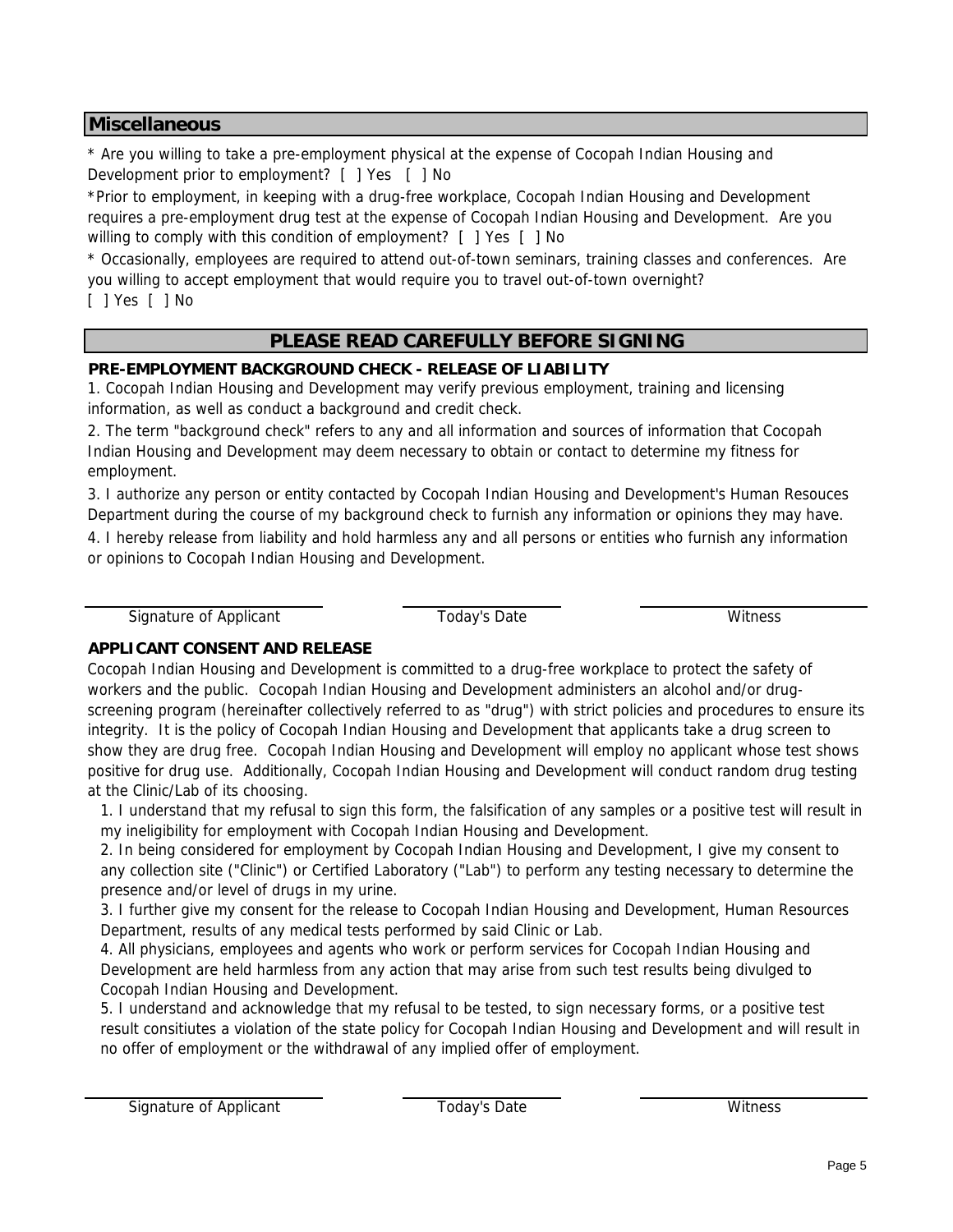## Miscellaneous

* Are you willing to take a pre-employment physical at the expense of Cocopah Indian Housing and Development prior to employment? [ ] Yes [ ] No

*Prior to employment, in keeping with a drug-free workplace, Cocopah Indian Housing and Development requires a pre-employment drug test at the expense of Cocopah Indian Housing and Development. Are you willing to comply with this condition of employment? [ ] Yes [ ] No

* Occasionally, employees are required to attend out-of-town seminars, training classes and conferences. Are you willing to accept employment that would require you to travel out-of-town overnight?
[ ] Yes [ ] No

## PLEASE READ CAREFULLY BEFORE SIGNING

### PRE-EMPLOYMENT BACKGROUND CHECK - RELEASE OF LIABILITY

1. Cocopah Indian Housing and Development may verify previous employment, training and licensing information, as well as conduct a background and credit check.

2. The term "background check" refers to any and all information and sources of information that Cocopah Indian Housing and Development may deem necessary to obtain or contact to determine my fitness for employment.

3. I authorize any person or entity contacted by Cocopah Indian Housing and Development's Human Resouces Department during the course of my background check to furnish any information or opinions they may have.

4. I hereby release from liability and hold harmless any and all persons or entities who furnish any information or opinions to Cocopah Indian Housing and Development.

| Signature of Applicant | Today's Date | Witness |
|---|---|---|
| | | |

### APPLICANT CONSENT AND RELEASE

Cocopah Indian Housing and Development is committed to a drug-free workplace to protect the safety of workers and the public. Cocopah Indian Housing and Development administers an alcohol and/or drug-screening program (hereinafter collectively referred to as "drug") with strict policies and procedures to ensure its integrity. It is the policy of Cocopah Indian Housing and Development that applicants take a drug screen to show they are drug free. Cocopah Indian Housing and Development will employ no applicant whose test shows positive for drug use. Additionally, Cocopah Indian Housing and Development will conduct random drug testing at the Clinic/Lab of its choosing.

1. I understand that my refusal to sign this form, the falsification of any samples or a positive test will result in my ineligibility for employment with Cocopah Indian Housing and Development.
2. In being considered for employment by Cocopah Indian Housing and Development, I give my consent to any collection site ("Clinic") or Certified Laboratory ("Lab") to perform any testing necessary to determine the presence and/or level of drugs in my urine.
3. I further give my consent for the release to Cocopah Indian Housing and Development, Human Resources Department, results of any medical tests performed by said Clinic or Lab.
4. All physicians, employees and agents who work or perform services for Cocopah Indian Housing and Development are held harmless from any action that may arise from such test results being divulged to Cocopah Indian Housing and Development.
5. I understand and acknowledge that my refusal to be tested, to sign necessary forms, or a positive test result consitiutes a violation of the state policy for Cocopah Indian Housing and Development and will result in no offer of employment or the withdrawal of any implied offer of employment.

| Signature of Applicant | Today's Date | Witness |
|---|---|---|
| | | |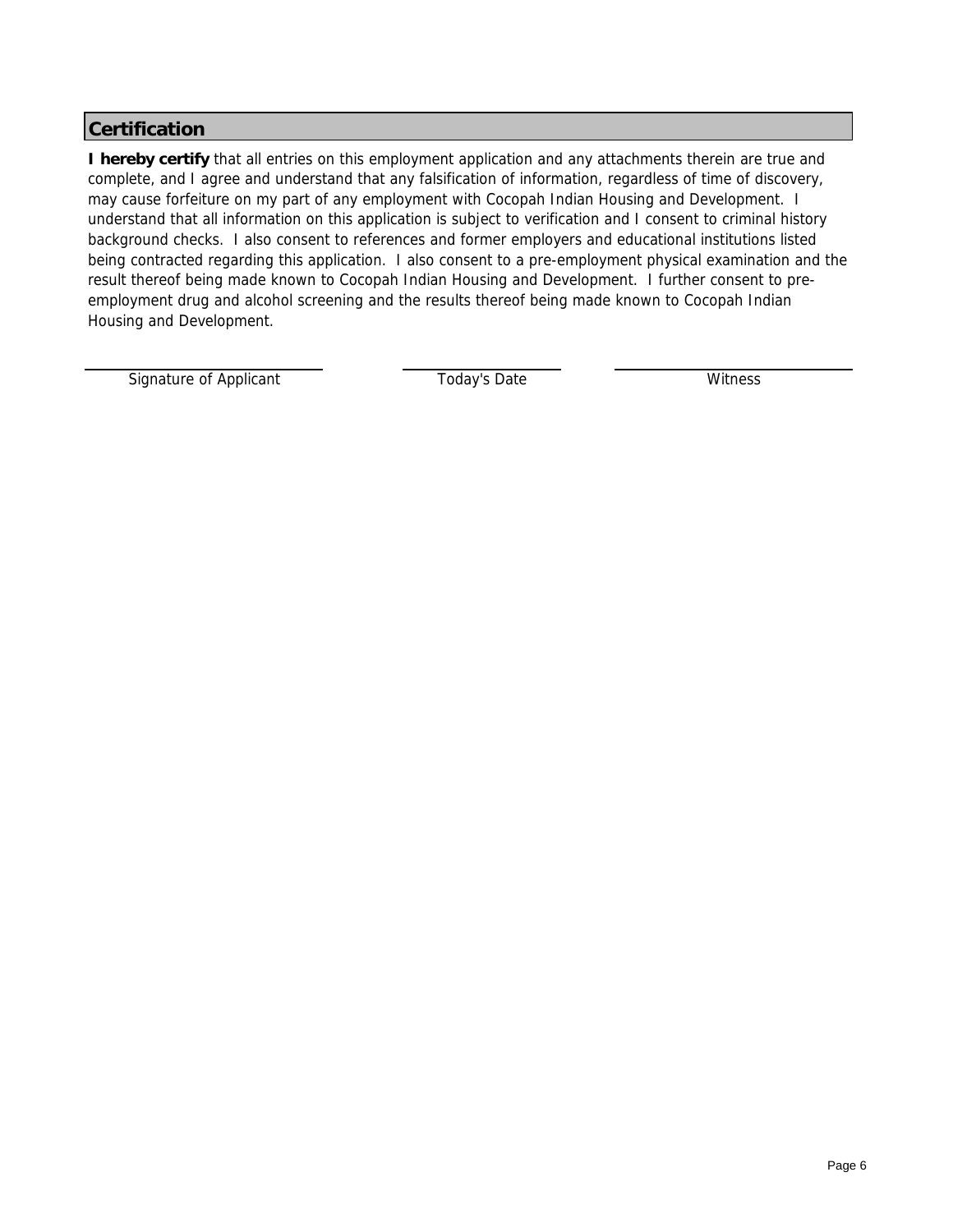## Certification

**I hereby certify** that all entries on this employment application and any attachments therein are true and complete, and I agree and understand that any falsification of information, regardless of time of discovery, may cause forfeiture on my part of any employment with Cocopah Indian Housing and Development. I understand that all information on this application is subject to verification and I consent to criminal history background checks. I also consent to references and former employers and educational institutions listed being contracted regarding this application. I also consent to a pre-employment physical examination and the result thereof being made known to Cocopah Indian Housing and Development. I further consent to pre-employment drug and alcohol screening and the results thereof being made known to Cocopah Indian Housing and Development.

| | | |
|---|---|---|
| Signature of Applicant | Today's Date | Witness |